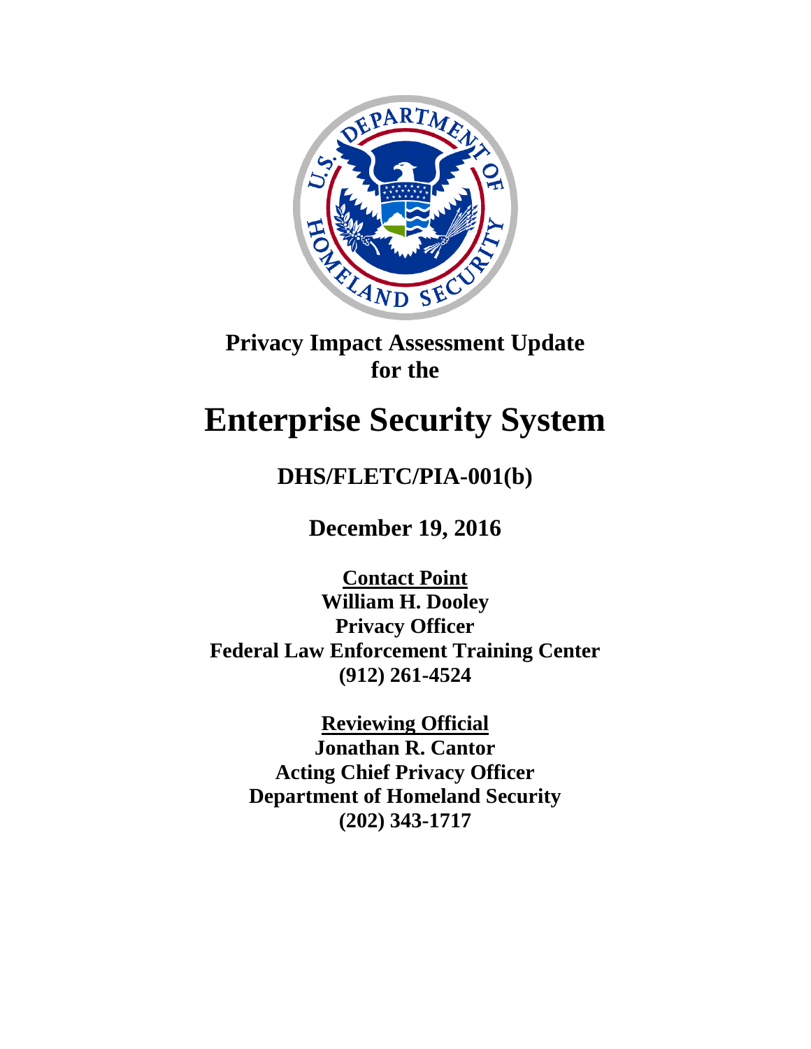# Privacy Impact Assessment Update for the

# Enterprise Security System

## DHS/FLETC/PIA-001(b)

## December 19, 2016

**Contact Point**
**William H. Dooley**
**Privacy Officer**
**Federal Law Enforcement Training Center**
**(912) 261-4524**

**Reviewing Official**
**Jonathan R. Cantor**
**Acting Chief Privacy Officer**
**Department of Homeland Security**
**(202) 343-1717**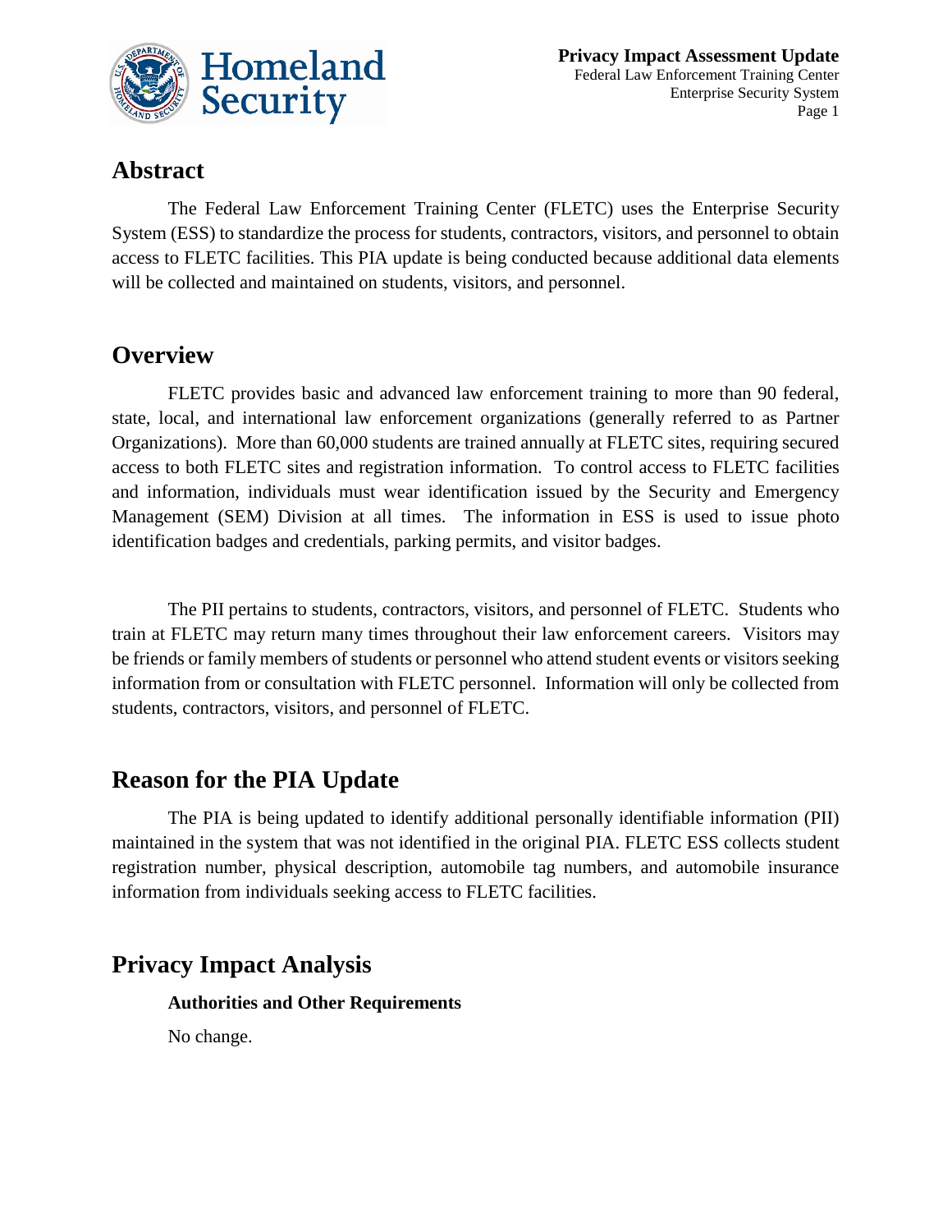## Abstract

The Federal Law Enforcement Training Center (FLETC) uses the Enterprise Security System (ESS) to standardize the process for students, contractors, visitors, and personnel to obtain access to FLETC facilities. This PIA update is being conducted because additional data elements will be collected and maintained on students, visitors, and personnel.

## Overview

FLETC provides basic and advanced law enforcement training to more than 90 federal, state, local, and international law enforcement organizations (generally referred to as Partner Organizations). More than 60,000 students are trained annually at FLETC sites, requiring secured access to both FLETC sites and registration information. To control access to FLETC facilities and information, individuals must wear identification issued by the Security and Emergency Management (SEM) Division at all times. The information in ESS is used to issue photo identification badges and credentials, parking permits, and visitor badges.

The PII pertains to students, contractors, visitors, and personnel of FLETC. Students who train at FLETC may return many times throughout their law enforcement careers. Visitors may be friends or family members of students or personnel who attend student events or visitors seeking information from or consultation with FLETC personnel. Information will only be collected from students, contractors, visitors, and personnel of FLETC.

## Reason for the PIA Update

The PIA is being updated to identify additional personally identifiable information (PII) maintained in the system that was not identified in the original PIA. FLETC ESS collects student registration number, physical description, automobile tag numbers, and automobile insurance information from individuals seeking access to FLETC facilities.

## Privacy Impact Analysis

**Authorities and Other Requirements**

No change.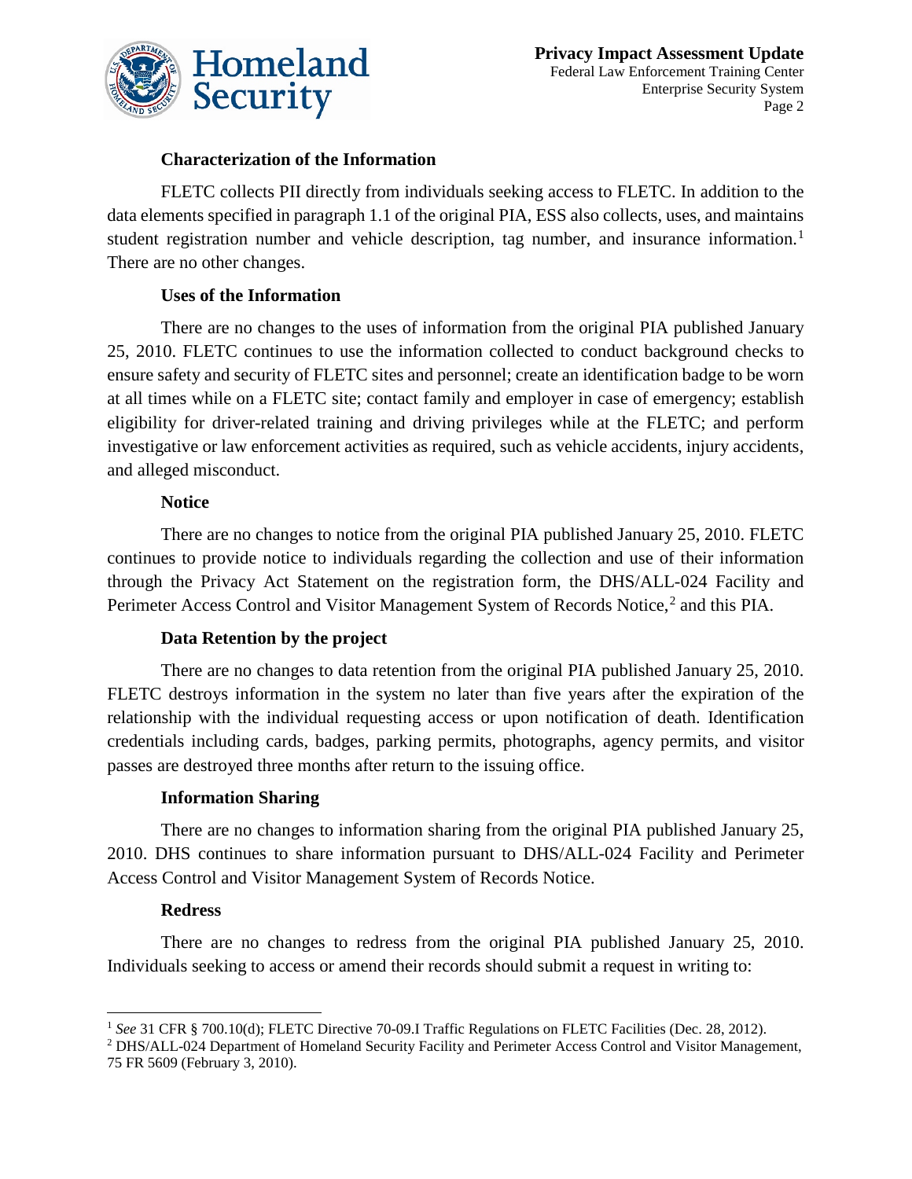### Characterization of the Information

FLETC collects PII directly from individuals seeking access to FLETC. In addition to the data elements specified in paragraph 1.1 of the original PIA, ESS also collects, uses, and maintains student registration number and vehicle description, tag number, and insurance information.[1] There are no other changes.

### Uses of the Information

There are no changes to the uses of information from the original PIA published January 25, 2010. FLETC continues to use the information collected to conduct background checks to ensure safety and security of FLETC sites and personnel; create an identification badge to be worn at all times while on a FLETC site; contact family and employer in case of emergency; establish eligibility for driver-related training and driving privileges while at the FLETC; and perform investigative or law enforcement activities as required, such as vehicle accidents, injury accidents, and alleged misconduct.

### Notice

There are no changes to notice from the original PIA published January 25, 2010. FLETC continues to provide notice to individuals regarding the collection and use of their information through the Privacy Act Statement on the registration form, the DHS/ALL-024 Facility and Perimeter Access Control and Visitor Management System of Records Notice,[2] and this PIA.

### Data Retention by the project

There are no changes to data retention from the original PIA published January 25, 2010. FLETC destroys information in the system no later than five years after the expiration of the relationship with the individual requesting access or upon notification of death. Identification credentials including cards, badges, parking permits, photographs, agency permits, and visitor passes are destroyed three months after return to the issuing office.

### Information Sharing

There are no changes to information sharing from the original PIA published January 25, 2010. DHS continues to share information pursuant to DHS/ALL-024 Facility and Perimeter Access Control and Visitor Management System of Records Notice.

### Redress

There are no changes to redress from the original PIA published January 25, 2010. Individuals seeking to access or amend their records should submit a request in writing to:

---

[1] *See* 31 CFR § 700.10(d); FLETC Directive 70-09.I Traffic Regulations on FLETC Facilities (Dec. 28, 2012).

[2] DHS/ALL-024 Department of Homeland Security Facility and Perimeter Access Control and Visitor Management, 75 FR 5609 (February 3, 2010).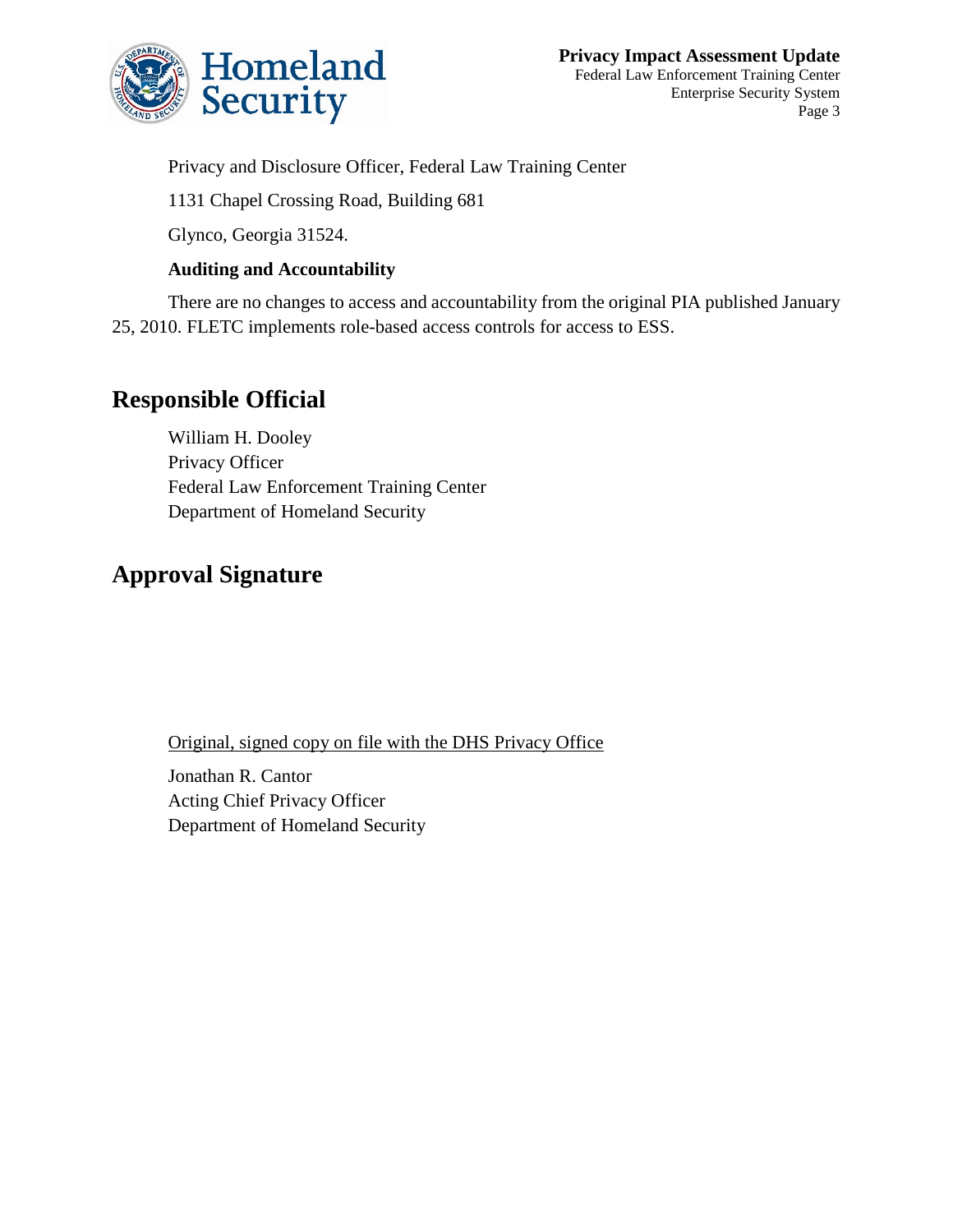Privacy and Disclosure Officer, Federal Law Training Center

1131 Chapel Crossing Road, Building 681

Glynco, Georgia 31524.

**Auditing and Accountability**

There are no changes to access and accountability from the original PIA published January 25, 2010. FLETC implements role-based access controls for access to ESS.

## Responsible Official

William H. Dooley
Privacy Officer
Federal Law Enforcement Training Center
Department of Homeland Security

## Approval Signature

Original, signed copy on file with the DHS Privacy Office

Jonathan R. Cantor
Acting Chief Privacy Officer
Department of Homeland Security